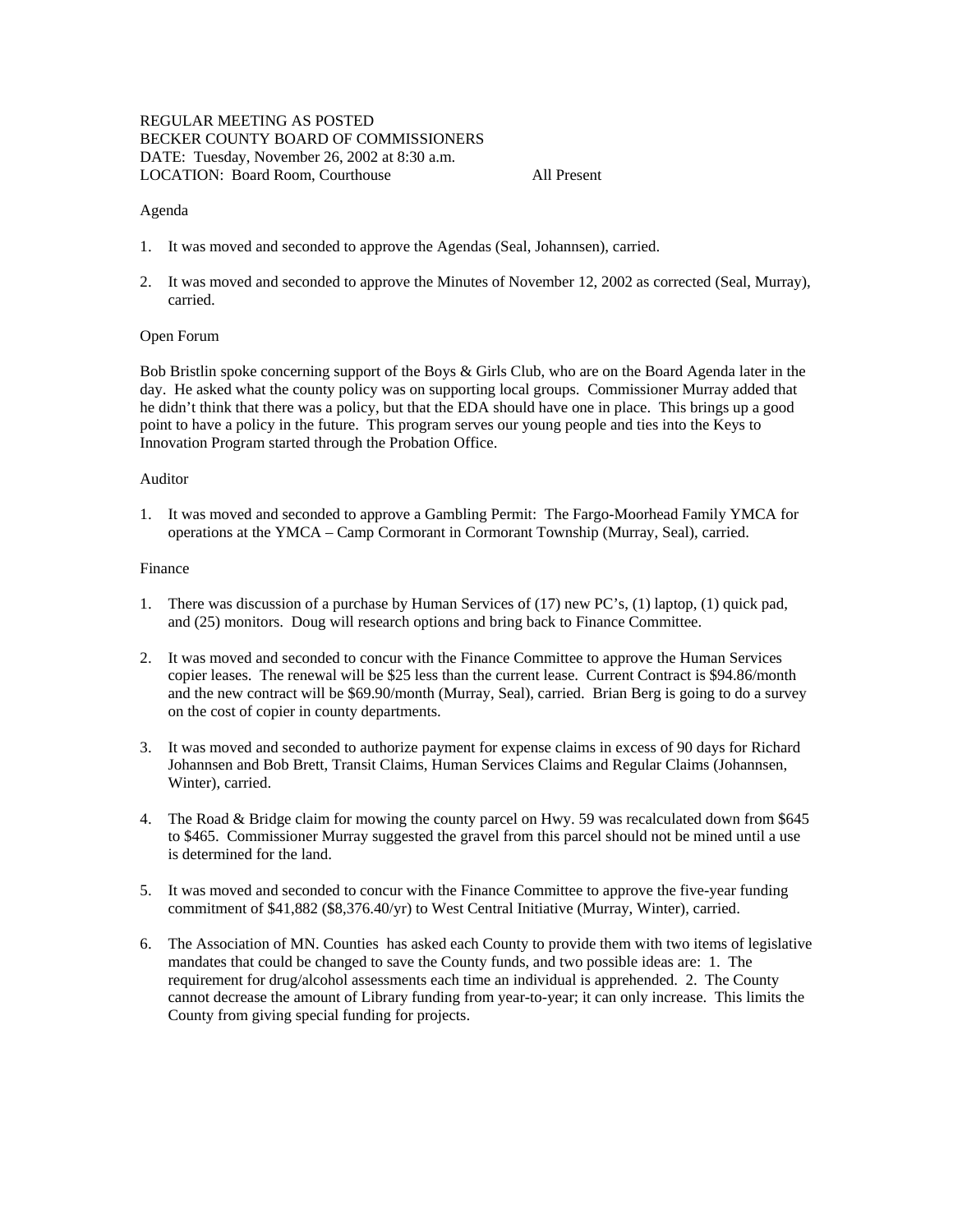REGULAR MEETING AS POSTED
BECKER COUNTY BOARD OF COMMISSIONERS
DATE: Tuesday, November 26, 2002 at 8:30 a.m.
LOCATION: Board Room, Courthouse All Present

Agenda

1. It was moved and seconded to approve the Agendas (Seal, Johannsen), carried.

2. It was moved and seconded to approve the Minutes of November 12, 2002 as corrected (Seal, Murray), carried.

Open Forum

Bob Bristlin spoke concerning support of the Boys & Girls Club, who are on the Board Agenda later in the day. He asked what the county policy was on supporting local groups. Commissioner Murray added that he didn't think that there was a policy, but that the EDA should have one in place. This brings up a good point to have a policy in the future. This program serves our young people and ties into the Keys to Innovation Program started through the Probation Office.

Auditor

1. It was moved and seconded to approve a Gambling Permit: The Fargo-Moorhead Family YMCA for operations at the YMCA – Camp Cormorant in Cormorant Township (Murray, Seal), carried.

Finance

1. There was discussion of a purchase by Human Services of (17) new PC's, (1) laptop, (1) quick pad, and (25) monitors. Doug will research options and bring back to Finance Committee.

2. It was moved and seconded to concur with the Finance Committee to approve the Human Services copier leases. The renewal will be $25 less than the current lease. Current Contract is $94.86/month and the new contract will be $69.90/month (Murray, Seal), carried. Brian Berg is going to do a survey on the cost of copier in county departments.

3. It was moved and seconded to authorize payment for expense claims in excess of 90 days for Richard Johannsen and Bob Brett, Transit Claims, Human Services Claims and Regular Claims (Johannsen, Winter), carried.

4. The Road & Bridge claim for mowing the county parcel on Hwy. 59 was recalculated down from $645 to $465. Commissioner Murray suggested the gravel from this parcel should not be mined until a use is determined for the land.

5. It was moved and seconded to concur with the Finance Committee to approve the five-year funding commitment of $41,882 ($8,376.40/yr) to West Central Initiative (Murray, Winter), carried.

6. The Association of MN. Counties has asked each County to provide them with two items of legislative mandates that could be changed to save the County funds, and two possible ideas are: 1. The requirement for drug/alcohol assessments each time an individual is apprehended. 2. The County cannot decrease the amount of Library funding from year-to-year; it can only increase. This limits the County from giving special funding for projects.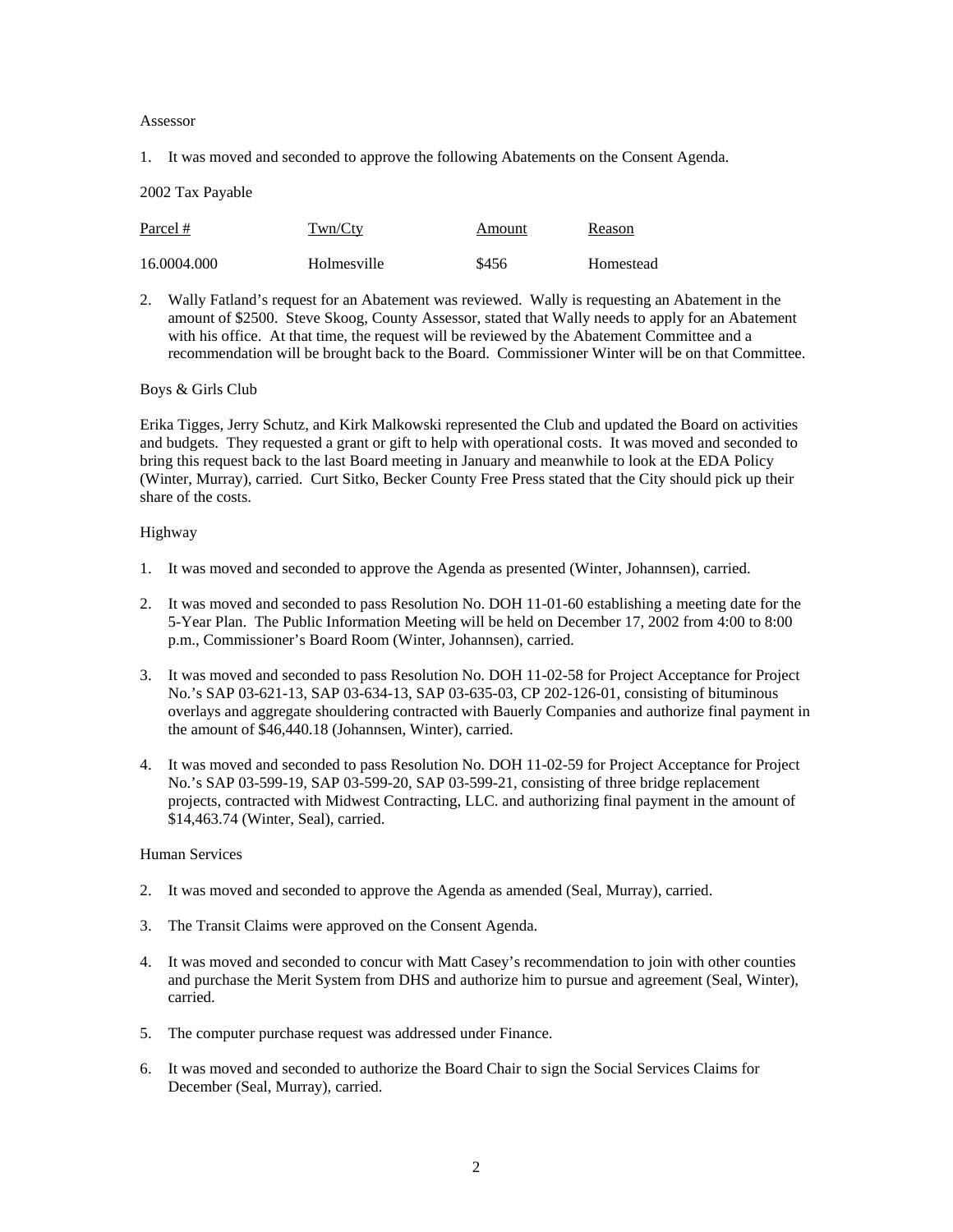Assessor

1. It was moved and seconded to approve the following Abatements on the Consent Agenda.

2002 Tax Payable

| Parcel # | Twn/Cty | Amount | Reason |
|---|---|---|---|
| 16.0004.000 | Holmesville | $456 | Homestead |

2. Wally Fatland's request for an Abatement was reviewed. Wally is requesting an Abatement in the amount of $2500. Steve Skoog, County Assessor, stated that Wally needs to apply for an Abatement with his office. At that time, the request will be reviewed by the Abatement Committee and a recommendation will be brought back to the Board. Commissioner Winter will be on that Committee.

Boys & Girls Club

Erika Tigges, Jerry Schutz, and Kirk Malkowski represented the Club and updated the Board on activities and budgets. They requested a grant or gift to help with operational costs. It was moved and seconded to bring this request back to the last Board meeting in January and meanwhile to look at the EDA Policy (Winter, Murray), carried. Curt Sitko, Becker County Free Press stated that the City should pick up their share of the costs.

Highway

1. It was moved and seconded to approve the Agenda as presented (Winter, Johannsen), carried.

2. It was moved and seconded to pass Resolution No. DOH 11-01-60 establishing a meeting date for the 5-Year Plan. The Public Information Meeting will be held on December 17, 2002 from 4:00 to 8:00 p.m., Commissioner's Board Room (Winter, Johannsen), carried.

3. It was moved and seconded to pass Resolution No. DOH 11-02-58 for Project Acceptance for Project No.'s SAP 03-621-13, SAP 03-634-13, SAP 03-635-03, CP 202-126-01, consisting of bituminous overlays and aggregate shouldering contracted with Bauerly Companies and authorize final payment in the amount of $46,440.18 (Johannsen, Winter), carried.

4. It was moved and seconded to pass Resolution No. DOH 11-02-59 for Project Acceptance for Project No.'s SAP 03-599-19, SAP 03-599-20, SAP 03-599-21, consisting of three bridge replacement projects, contracted with Midwest Contracting, LLC. and authorizing final payment in the amount of $14,463.74 (Winter, Seal), carried.

Human Services

2. It was moved and seconded to approve the Agenda as amended (Seal, Murray), carried.

3. The Transit Claims were approved on the Consent Agenda.

4. It was moved and seconded to concur with Matt Casey's recommendation to join with other counties and purchase the Merit System from DHS and authorize him to pursue and agreement (Seal, Winter), carried.

5. The computer purchase request was addressed under Finance.

6. It was moved and seconded to authorize the Board Chair to sign the Social Services Claims for December (Seal, Murray), carried.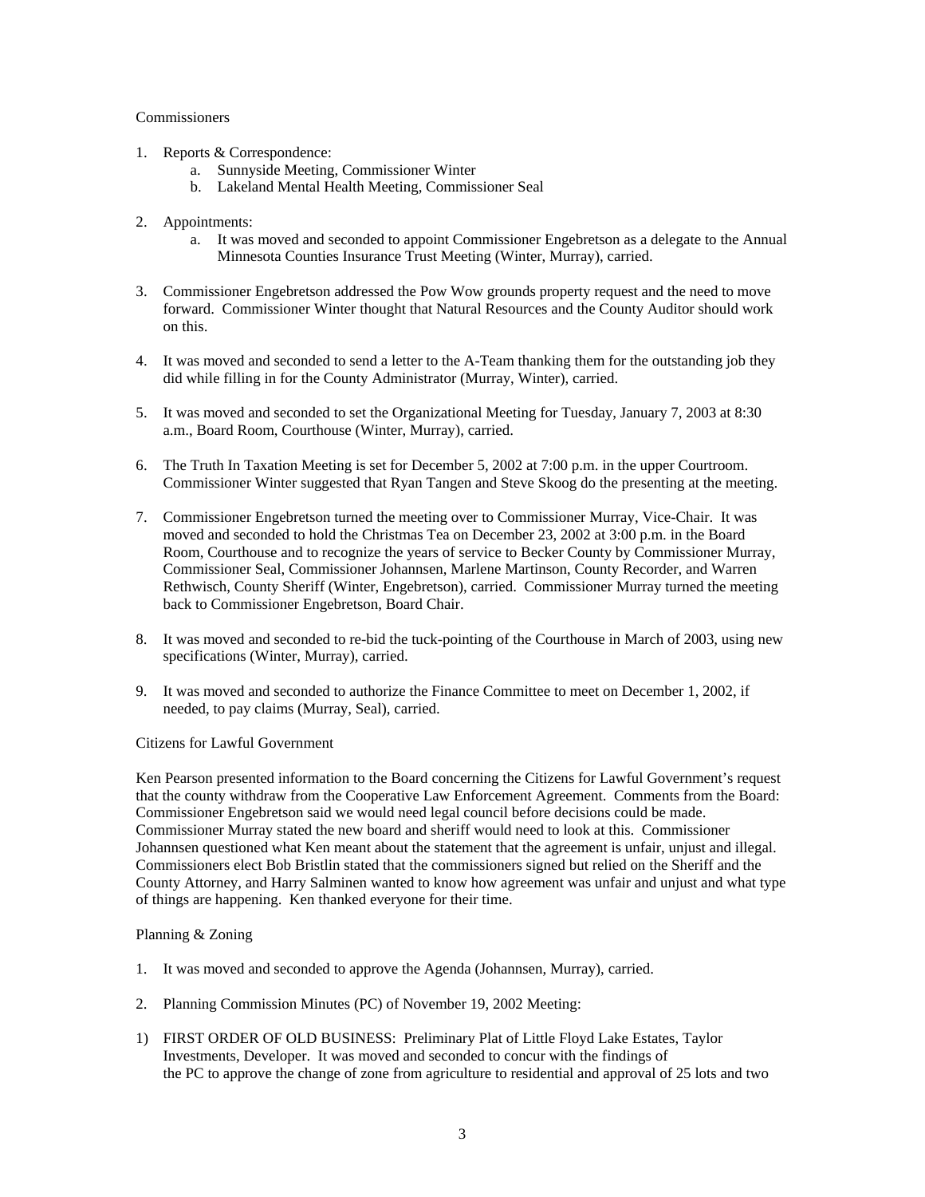Commissioners

1. Reports & Correspondence:
    a. Sunnyside Meeting, Commissioner Winter
    b. Lakeland Mental Health Meeting, Commissioner Seal

2. Appointments:
    a. It was moved and seconded to appoint Commissioner Engebretson as a delegate to the Annual Minnesota Counties Insurance Trust Meeting (Winter, Murray), carried.

3. Commissioner Engebretson addressed the Pow Wow grounds property request and the need to move forward. Commissioner Winter thought that Natural Resources and the County Auditor should work on this.

4. It was moved and seconded to send a letter to the A-Team thanking them for the outstanding job they did while filling in for the County Administrator (Murray, Winter), carried.

5. It was moved and seconded to set the Organizational Meeting for Tuesday, January 7, 2003 at 8:30 a.m., Board Room, Courthouse (Winter, Murray), carried.

6. The Truth In Taxation Meeting is set for December 5, 2002 at 7:00 p.m. in the upper Courtroom. Commissioner Winter suggested that Ryan Tangen and Steve Skoog do the presenting at the meeting.

7. Commissioner Engebretson turned the meeting over to Commissioner Murray, Vice-Chair. It was moved and seconded to hold the Christmas Tea on December 23, 2002 at 3:00 p.m. in the Board Room, Courthouse and to recognize the years of service to Becker County by Commissioner Murray, Commissioner Seal, Commissioner Johannsen, Marlene Martinson, County Recorder, and Warren Rethwisch, County Sheriff (Winter, Engebretson), carried. Commissioner Murray turned the meeting back to Commissioner Engebretson, Board Chair.

8. It was moved and seconded to re-bid the tuck-pointing of the Courthouse in March of 2003, using new specifications (Winter, Murray), carried.

9. It was moved and seconded to authorize the Finance Committee to meet on December 1, 2002, if needed, to pay claims (Murray, Seal), carried.

Citizens for Lawful Government

Ken Pearson presented information to the Board concerning the Citizens for Lawful Government's request that the county withdraw from the Cooperative Law Enforcement Agreement. Comments from the Board: Commissioner Engebretson said we would need legal council before decisions could be made. Commissioner Murray stated the new board and sheriff would need to look at this. Commissioner Johannsen questioned what Ken meant about the statement that the agreement is unfair, unjust and illegal. Commissioners elect Bob Bristlin stated that the commissioners signed but relied on the Sheriff and the County Attorney, and Harry Salminen wanted to know how agreement was unfair and unjust and what type of things are happening. Ken thanked everyone for their time.

Planning & Zoning

1. It was moved and seconded to approve the Agenda (Johannsen, Murray), carried.

2. Planning Commission Minutes (PC) of November 19, 2002 Meeting:

1) FIRST ORDER OF OLD BUSINESS: Preliminary Plat of Little Floyd Lake Estates, Taylor Investments, Developer. It was moved and seconded to concur with the findings of the PC to approve the change of zone from agriculture to residential and approval of 25 lots and two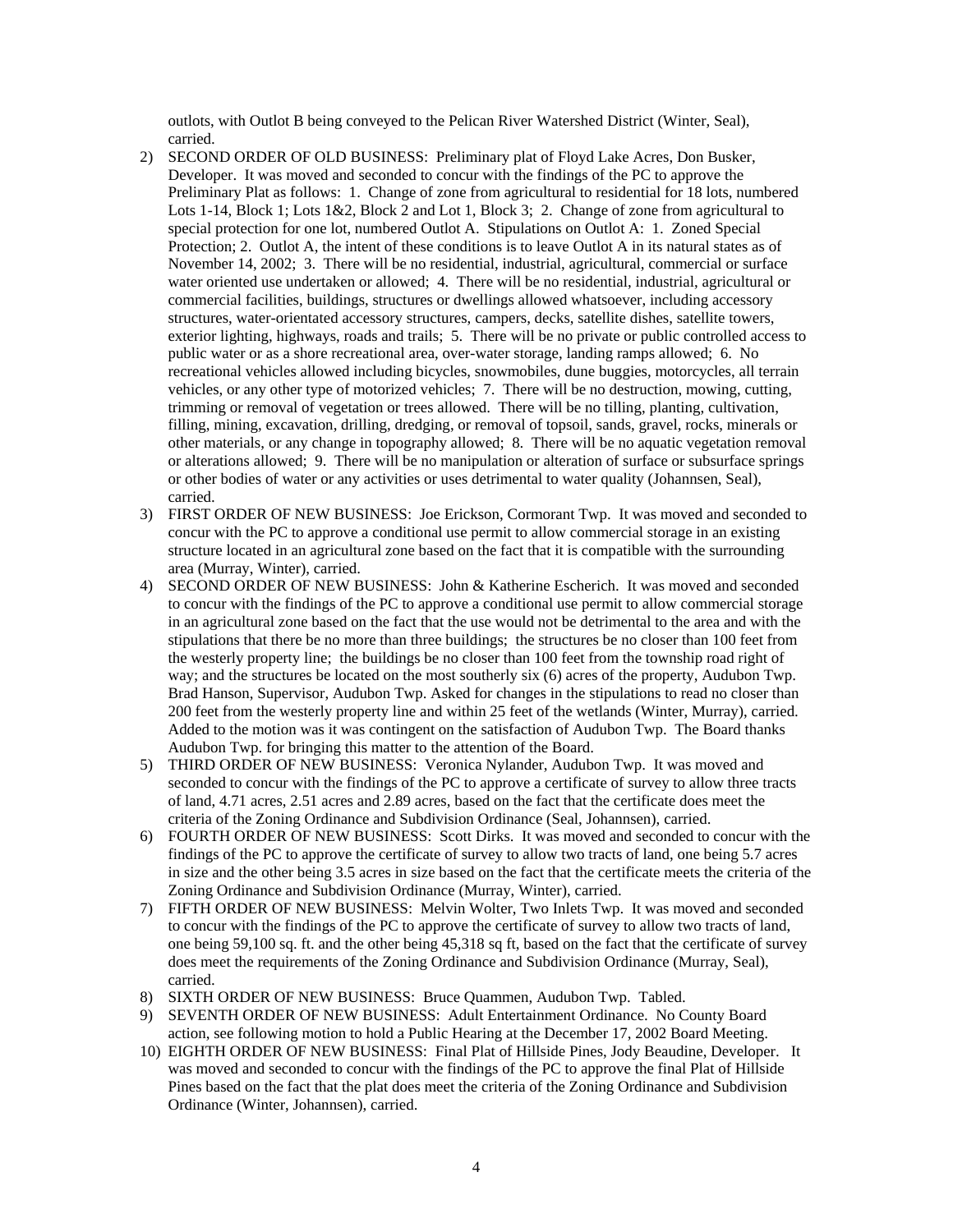outlots, with Outlot B being conveyed to the Pelican River Watershed District (Winter, Seal), carried.

2) SECOND ORDER OF OLD BUSINESS: Preliminary plat of Floyd Lake Acres, Don Busker, Developer. It was moved and seconded to concur with the findings of the PC to approve the Preliminary Plat as follows: 1. Change of zone from agricultural to residential for 18 lots, numbered Lots 1-14, Block 1; Lots 1&2, Block 2 and Lot 1, Block 3; 2. Change of zone from agricultural to special protection for one lot, numbered Outlot A. Stipulations on Outlot A: 1. Zoned Special Protection; 2. Outlot A, the intent of these conditions is to leave Outlot A in its natural states as of November 14, 2002; 3. There will be no residential, industrial, agricultural, commercial or surface water oriented use undertaken or allowed; 4. There will be no residential, industrial, agricultural or commercial facilities, buildings, structures or dwellings allowed whatsoever, including accessory structures, water-orientated accessory structures, campers, decks, satellite dishes, satellite towers, exterior lighting, highways, roads and trails; 5. There will be no private or public controlled access to public water or as a shore recreational area, over-water storage, landing ramps allowed; 6. No recreational vehicles allowed including bicycles, snowmobiles, dune buggies, motorcycles, all terrain vehicles, or any other type of motorized vehicles; 7. There will be no destruction, mowing, cutting, trimming or removal of vegetation or trees allowed. There will be no tilling, planting, cultivation, filling, mining, excavation, drilling, dredging, or removal of topsoil, sands, gravel, rocks, minerals or other materials, or any change in topography allowed; 8. There will be no aquatic vegetation removal or alterations allowed; 9. There will be no manipulation or alteration of surface or subsurface springs or other bodies of water or any activities or uses detrimental to water quality (Johannsen, Seal), carried.

3) FIRST ORDER OF NEW BUSINESS: Joe Erickson, Cormorant Twp. It was moved and seconded to concur with the PC to approve a conditional use permit to allow commercial storage in an existing structure located in an agricultural zone based on the fact that it is compatible with the surrounding area (Murray, Winter), carried.

4) SECOND ORDER OF NEW BUSINESS: John & Katherine Escherich. It was moved and seconded to concur with the findings of the PC to approve a conditional use permit to allow commercial storage in an agricultural zone based on the fact that the use would not be detrimental to the area and with the stipulations that there be no more than three buildings; the structures be no closer than 100 feet from the westerly property line; the buildings be no closer than 100 feet from the township road right of way; and the structures be located on the most southerly six (6) acres of the property, Audubon Twp. Brad Hanson, Supervisor, Audubon Twp. Asked for changes in the stipulations to read no closer than 200 feet from the westerly property line and within 25 feet of the wetlands (Winter, Murray), carried. Added to the motion was it was contingent on the satisfaction of Audubon Twp. The Board thanks Audubon Twp. for bringing this matter to the attention of the Board.

5) THIRD ORDER OF NEW BUSINESS: Veronica Nylander, Audubon Twp. It was moved and seconded to concur with the findings of the PC to approve a certificate of survey to allow three tracts of land, 4.71 acres, 2.51 acres and 2.89 acres, based on the fact that the certificate does meet the criteria of the Zoning Ordinance and Subdivision Ordinance (Seal, Johannsen), carried.

6) FOURTH ORDER OF NEW BUSINESS: Scott Dirks. It was moved and seconded to concur with the findings of the PC to approve the certificate of survey to allow two tracts of land, one being 5.7 acres in size and the other being 3.5 acres in size based on the fact that the certificate meets the criteria of the Zoning Ordinance and Subdivision Ordinance (Murray, Winter), carried.

7) FIFTH ORDER OF NEW BUSINESS: Melvin Wolter, Two Inlets Twp. It was moved and seconded to concur with the findings of the PC to approve a certificate of survey to allow two tracts of land, one being 59,100 sq. ft. and the other being 45,318 sq ft, based on the fact that the certificate of survey does meet the requirements of the Zoning Ordinance and Subdivision Ordinance (Murray, Seal), carried.

8) SIXTH ORDER OF NEW BUSINESS: Bruce Quammen, Audubon Twp. Tabled.

9) SEVENTH ORDER OF NEW BUSINESS: Adult Entertainment Ordinance. No County Board action, see following motion to hold a Public Hearing at the December 17, 2002 Board Meeting.

10) EIGHTH ORDER OF NEW BUSINESS: Final Plat of Hillside Pines, Jody Beaudine, Developer. It was moved and seconded to concur with the findings of the PC to approve the final Plat of Hillside Pines based on the fact that the plat does meet the criteria of the Zoning Ordinance and Subdivision Ordinance (Winter, Johannsen), carried.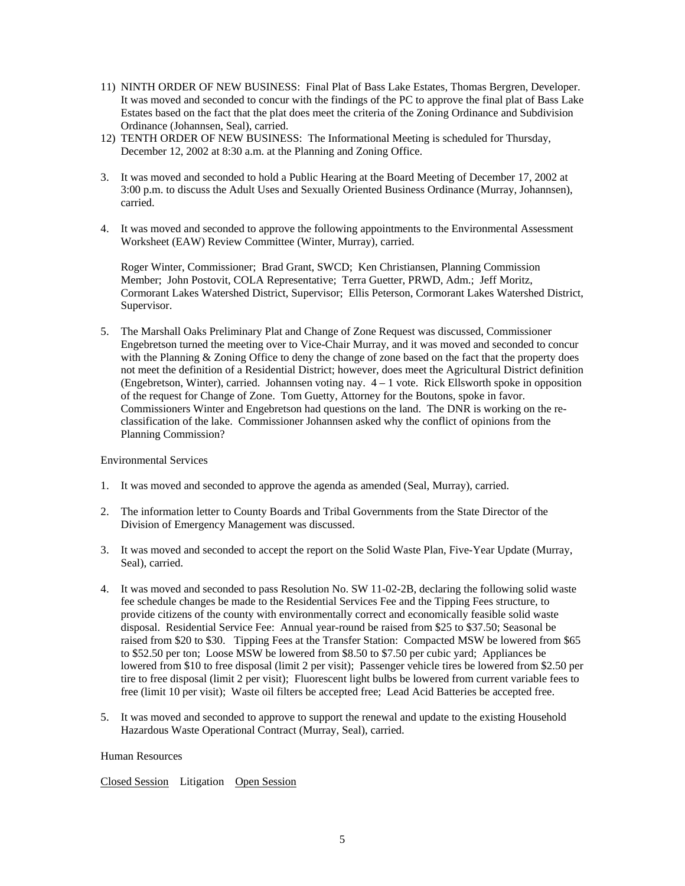11) NINTH ORDER OF NEW BUSINESS: Final Plat of Bass Lake Estates, Thomas Bergren, Developer. It was moved and seconded to concur with the findings of the PC to approve the final plat of Bass Lake Estates based on the fact that the plat does meet the criteria of the Zoning Ordinance and Subdivision Ordinance (Johannsen, Seal), carried.
12) TENTH ORDER OF NEW BUSINESS: The Informational Meeting is scheduled for Thursday, December 12, 2002 at 8:30 a.m. at the Planning and Zoning Office.

3. It was moved and seconded to hold a Public Hearing at the Board Meeting of December 17, 2002 at 3:00 p.m. to discuss the Adult Uses and Sexually Oriented Business Ordinance (Murray, Johannsen), carried.

4. It was moved and seconded to approve the following appointments to the Environmental Assessment Worksheet (EAW) Review Committee (Winter, Murray), carried.

   Roger Winter, Commissioner; Brad Grant, SWCD; Ken Christiansen, Planning Commission Member; John Postovit, COLA Representative; Terra Guetter, PRWD, Adm.; Jeff Moritz, Cormorant Lakes Watershed District, Supervisor; Ellis Peterson, Cormorant Lakes Watershed District, Supervisor.

5. The Marshall Oaks Preliminary Plat and Change of Zone Request was discussed, Commissioner Engebretson turned the meeting over to Vice-Chair Murray, and it was moved and seconded to concur with the Planning & Zoning Office to deny the change of zone based on the fact that the property does not meet the definition of a Residential District; however, does meet the Agricultural District definition (Engebretson, Winter), carried. Johannsen voting nay. 4 – 1 vote. Rick Ellsworth spoke in opposition of the request for Change of Zone. Tom Guetty, Attorney for the Boutons, spoke in favor. Commissioners Winter and Engebretson had questions on the land. The DNR is working on the re-classification of the lake. Commissioner Johannsen asked why the conflict of opinions from the Planning Commission?

Environmental Services

1. It was moved and seconded to approve the agenda as amended (Seal, Murray), carried.

2. The information letter to County Boards and Tribal Governments from the State Director of the Division of Emergency Management was discussed.

3. It was moved and seconded to accept the report on the Solid Waste Plan, Five-Year Update (Murray, Seal), carried.

4. It was moved and seconded to pass Resolution No. SW 11-02-2B, declaring the following solid waste fee schedule changes be made to the Residential Services Fee and the Tipping Fees structure, to provide citizens of the county with environmentally correct and economically feasible solid waste disposal. Residential Service Fee: Annual year-round be raised from $25 to $37.50; Seasonal be raised from $20 to $30. Tipping Fees at the Transfer Station: Compacted MSW be lowered from $65 to $52.50 per ton; Loose MSW be lowered from $8.50 to $7.50 per cubic yard; Appliances be lowered from $10 to free disposal (limit 2 per visit); Passenger vehicle tires be lowered from $2.50 per tire to free disposal (limit 2 per visit); Fluorescent light bulbs be lowered from current variable fees to free (limit 10 per visit); Waste oil filters be accepted free; Lead Acid Batteries be accepted free.

5. It was moved and seconded to approve to support the renewal and update to the existing Household Hazardous Waste Operational Contract (Murray, Seal), carried.

Human Resources

<u>Closed Session</u> Litigation <u>Open Session</u>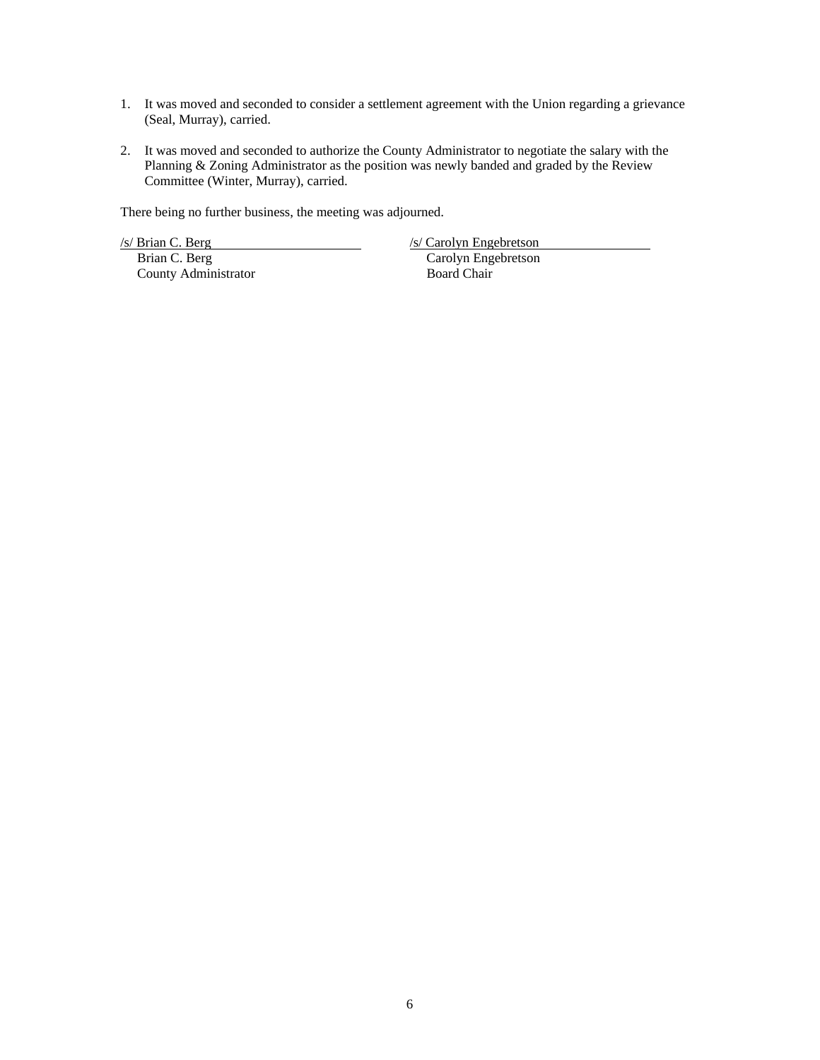1. It was moved and seconded to consider a settlement agreement with the Union regarding a grievance (Seal, Murray), carried.

2. It was moved and seconded to authorize the County Administrator to negotiate the salary with the Planning & Zoning Administrator as the position was newly banded and graded by the Review Committee (Winter, Murray), carried.

There being no further business, the meeting was adjourned.

/s/ Brian C. Berg
Brian C. Berg
County Administrator

/s/ Carolyn Engebretson
Carolyn Engebretson
Board Chair